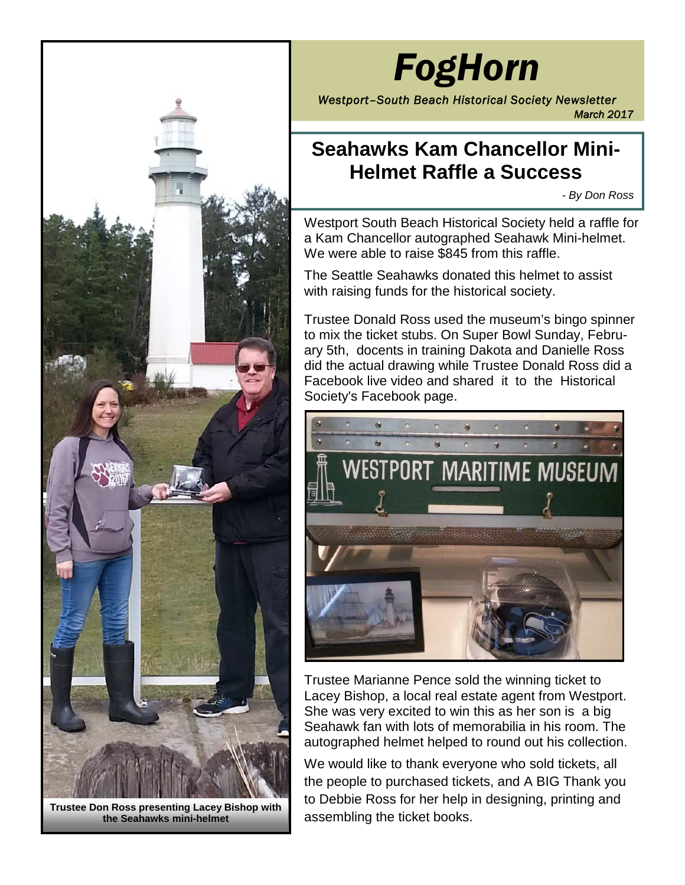# FogHorn

*Westport–South Beach Historical Society Newsletter*
*March 2017*

## Seahawks Kam Chancellor Mini-Helmet Raffle a Success

*- By Don Ross*

Westport South Beach Historical Society held a raffle for a Kam Chancellor autographed Seahawk Mini-helmet. We were able to raise $845 from this raffle.

The Seattle Seahawks donated this helmet to assist with raising funds for the historical society.

Trustee Donald Ross used the museum's bingo spinner to mix the ticket stubs. On Super Bowl Sunday, February 5th, docents in training Dakota and Danielle Ross did the actual drawing while Trustee Donald Ross did a Facebook live video and shared it to the Historical Society's Facebook page.

Trustee Marianne Pence sold the winning ticket to Lacey Bishop, a local real estate agent from Westport. She was very excited to win this as her son is a big Seahawk fan with lots of memorabilia in his room. The autographed helmet helped to round out his collection.

We would like to thank everyone who sold tickets, all the people to purchased tickets, and A BIG Thank you to Debbie Ross for her help in designing, printing and assembling the ticket books.

**Trustee Don Ross presenting Lacey Bishop with the Seahawks mini-helmet**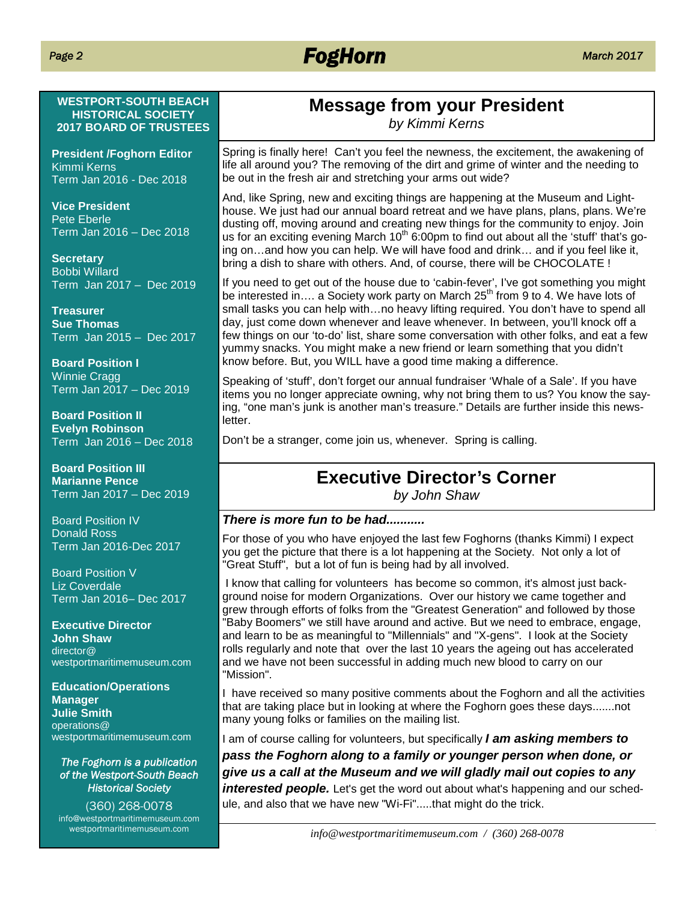**WESTPORT-SOUTH BEACH HISTORICAL SOCIETY 2017 BOARD OF TRUSTEES**

**President /Foghorn Editor**
Kimmi Kerns
Term Jan 2016 - Dec 2018

**Vice President**
Pete Eberle
Term Jan 2016 – Dec 2018

**Secretary**
Bobbi Willard
Term Jan 2017 – Dec 2019

**Treasurer**
**Sue Thomas**
Term Jan 2015 – Dec 2017

**Board Position I**
Winnie Cragg
Term Jan 2017 – Dec 2019

**Board Position II**
**Evelyn Robinson**
Term Jan 2016 – Dec 2018

**Board Position III**
**Marianne Pence**
Term Jan 2017 – Dec 2019

Board Position IV
Donald Ross
Term Jan 2016-Dec 2017

Board Position V
Liz Coverdale
Term Jan 2016– Dec 2017

**Executive Director**
**John Shaw**
director@
westportmaritimemuseum.com

**Education/Operations Manager**
**Julie Smith**
operations@
westportmaritimemuseum.com

*The Foghorn is a publication of the Westport-South Beach Historical Society*

(360) 268-0078
info@westportmaritimemuseum.com
westportmaritimemuseum.com

# Message from your President

*by Kimmi Kerns*

Spring is finally here! Can't you feel the newness, the excitement, the awakening of life all around you? The removing of the dirt and grime of winter and the needing to be out in the fresh air and stretching your arms out wide?

And, like Spring, new and exciting things are happening at the Museum and Lighthouse. We just had our annual board retreat and we have plans, plans, plans. We're dusting off, moving around and creating new things for the community to enjoy. Join us for an exciting evening March 10th 6:00pm to find out about all the 'stuff' that's going on…and how you can help. We will have food and drink… and if you feel like it, bring a dish to share with others. And, of course, there will be CHOCOLATE !

If you need to get out of the house due to 'cabin-fever', I've got something you might be interested in…. a Society work party on March 25th from 9 to 4. We have lots of small tasks you can help with…no heavy lifting required. You don't have to spend all day, just come down whenever and leave whenever. In between, you'll knock off a few things on our 'to-do' list, share some conversation with other folks, and eat a few yummy snacks. You might make a new friend or learn something that you didn't know before. But, you WILL have a good time making a difference.

Speaking of 'stuff', don't forget our annual fundraiser 'Whale of a Sale'. If you have items you no longer appreciate owning, why not bring them to us? You know the saying, "one man's junk is another man's treasure." Details are further inside this newsletter.

Don't be a stranger, come join us, whenever. Spring is calling.

# Executive Director's Corner

*by John Shaw*

***There is more fun to be had...........***

For those of you who have enjoyed the last few Foghorns (thanks Kimmi) I expect you get the picture that there is a lot happening at the Society. Not only a lot of "Great Stuff", but a lot of fun is being had by all involved.

I know that calling for volunteers has become so common, it's almost just background noise for modern Organizations. Over our history we came together and grew through efforts of folks from the "Greatest Generation" and followed by those "Baby Boomers" we still have around and active. But we need to embrace, engage, and learn to be as meaningful to "Millennials" and "X-gens". I look at the Society rolls regularly and note that over the last 10 years the ageing out has accelerated and we have not been successful in adding much new blood to carry on our "Mission".

I have received so many positive comments about the Foghorn and all the activities that are taking place but in looking at where the Foghorn goes these days.......not many young folks or families on the mailing list.

I am of course calling for volunteers, but specifically ***I am asking members to pass the Foghorn along to a family or younger person when done, or give us a call at the Museum and we will gladly mail out copies to any interested people.*** Let's get the word out about what's happening and our schedule, and also that we have new "Wi-Fi".....that might do the trick.

*info@westportmaritimemuseum.com / (360) 268-0078*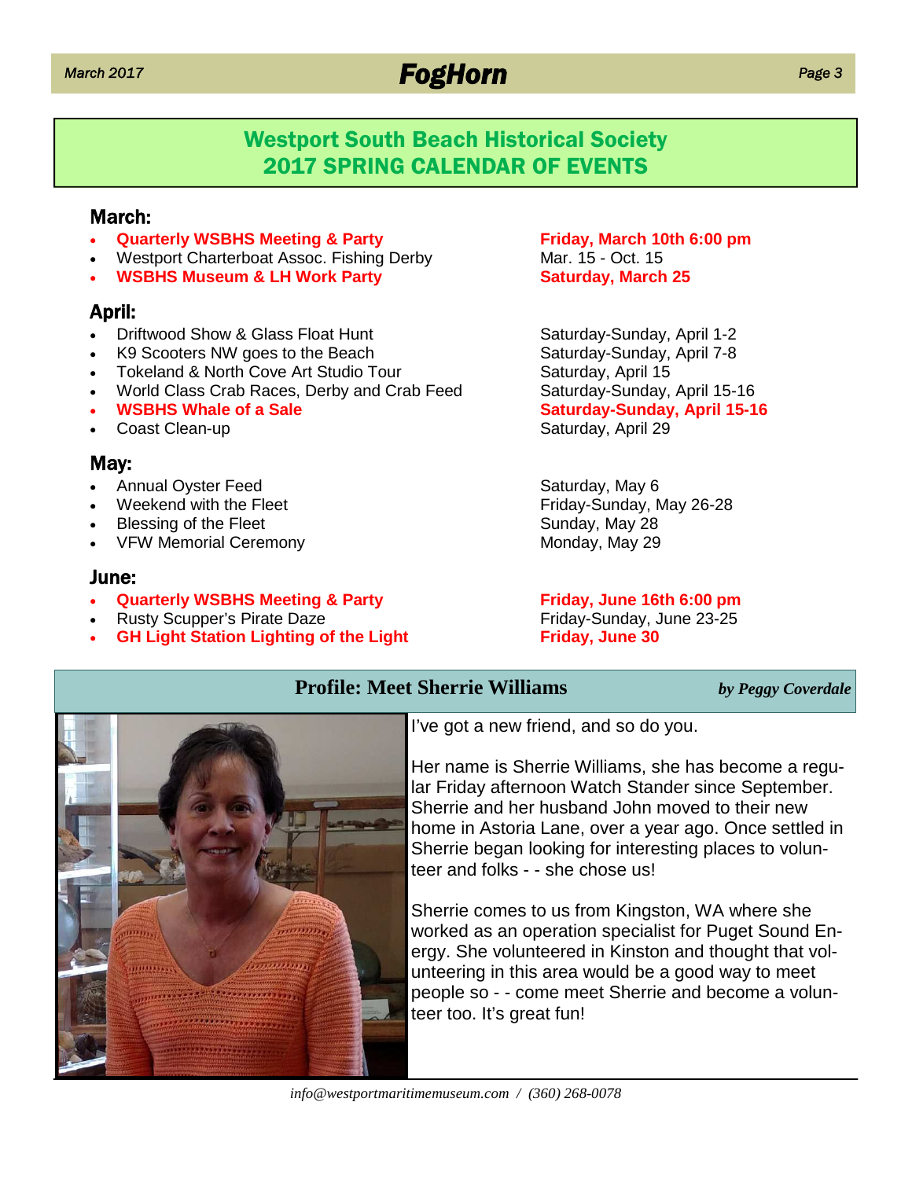## Westport South Beach Historical Society
## 2017 SPRING CALENDAR OF EVENTS

### March:

- **Quarterly WSBHS Meeting & Party** — **Friday, March 10th 6:00 pm**
- Westport Charterboat Assoc. Fishing Derby — Mar. 15 - Oct. 15
- **WSBHS Museum & LH Work Party** — **Saturday, March 25**

### April:

- Driftwood Show & Glass Float Hunt — Saturday-Sunday, April 1-2
- K9 Scooters NW goes to the Beach — Saturday-Sunday, April 7-8
- Tokeland & North Cove Art Studio Tour — Saturday, April 15
- World Class Crab Races, Derby and Crab Feed — Saturday-Sunday, April 15-16
- **WSBHS Whale of a Sale** — **Saturday-Sunday, April 15-16**
- Coast Clean-up — Saturday, April 29

### May:

- Annual Oyster Feed — Saturday, May 6
- Weekend with the Fleet — Friday-Sunday, May 26-28
- Blessing of the Fleet — Sunday, May 28
- VFW Memorial Ceremony — Monday, May 29

### June:

- **Quarterly WSBHS Meeting & Party** — **Friday, June 16th 6:00 pm**
- Rusty Scupper's Pirate Daze — Friday-Sunday, June 23-25
- **GH Light Station Lighting of the Light** — **Friday, June 30**

## Profile: Meet Sherrie Williams

*by Peggy Coverdale*

I've got a new friend, and so do you.

Her name is Sherrie Williams, she has become a regular Friday afternoon Watch Stander since September. Sherrie and her husband John moved to their new home in Astoria Lane, over a year ago. Once settled in Sherrie began looking for interesting places to volunteer and folks - - she chose us!

Sherrie comes to us from Kingston, WA where she worked as an operation specialist for Puget Sound Energy. She volunteered in Kinston and thought that volunteering in this area would be a good way to meet people so - - come meet Sherrie and become a volunteer too. It's great fun!

*info@westportmaritimemuseum.com / (360) 268-0078*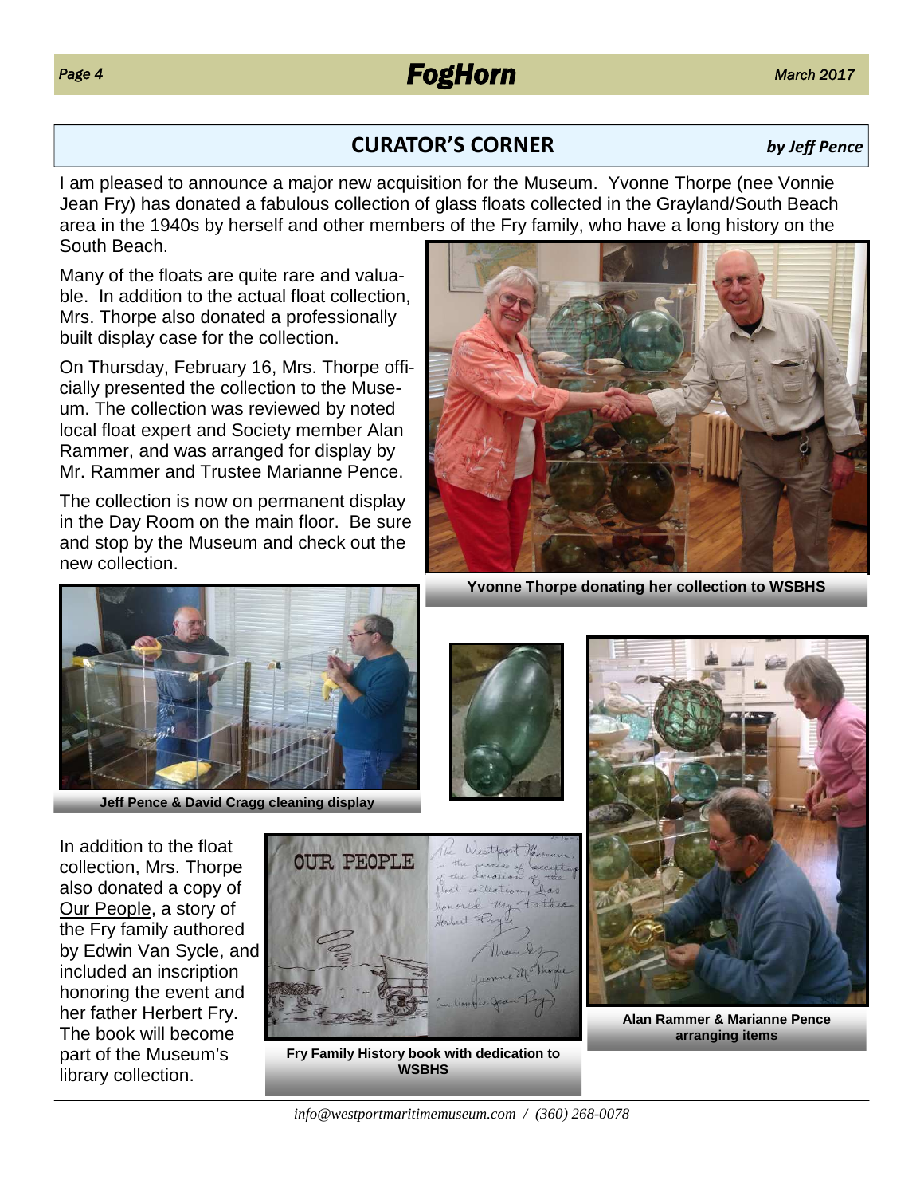## CURATOR'S CORNER

*by Jeff Pence*

I am pleased to announce a major new acquisition for the Museum. Yvonne Thorpe (nee Vonnie Jean Fry) has donated a fabulous collection of glass floats collected in the Grayland/South Beach area in the 1940s by herself and other members of the Fry family, who have a long history on the South Beach.

Many of the floats are quite rare and valuable. In addition to the actual float collection, Mrs. Thorpe also donated a professionally built display case for the collection.

On Thursday, February 16, Mrs. Thorpe officially presented the collection to the Museum. The collection was reviewed by noted local float expert and Society member Alan Rammer, and was arranged for display by Mr. Rammer and Trustee Marianne Pence.

The collection is now on permanent display in the Day Room on the main floor. Be sure and stop by the Museum and check out the new collection.

**Yvonne Thorpe donating her collection to WSBHS**

**Jeff Pence & David Cragg cleaning display**

In addition to the float collection, Mrs. Thorpe also donated a copy of Our People, a story of the Fry family authored by Edwin Van Sycle, and included an inscription honoring the event and her father Herbert Fry. The book will become part of the Museum's library collection.

**Fry Family History book with dedication to WSBHS**

**Alan Rammer & Marianne Pence arranging items**

*info@westportmaritimemuseum.com / (360) 268-0078*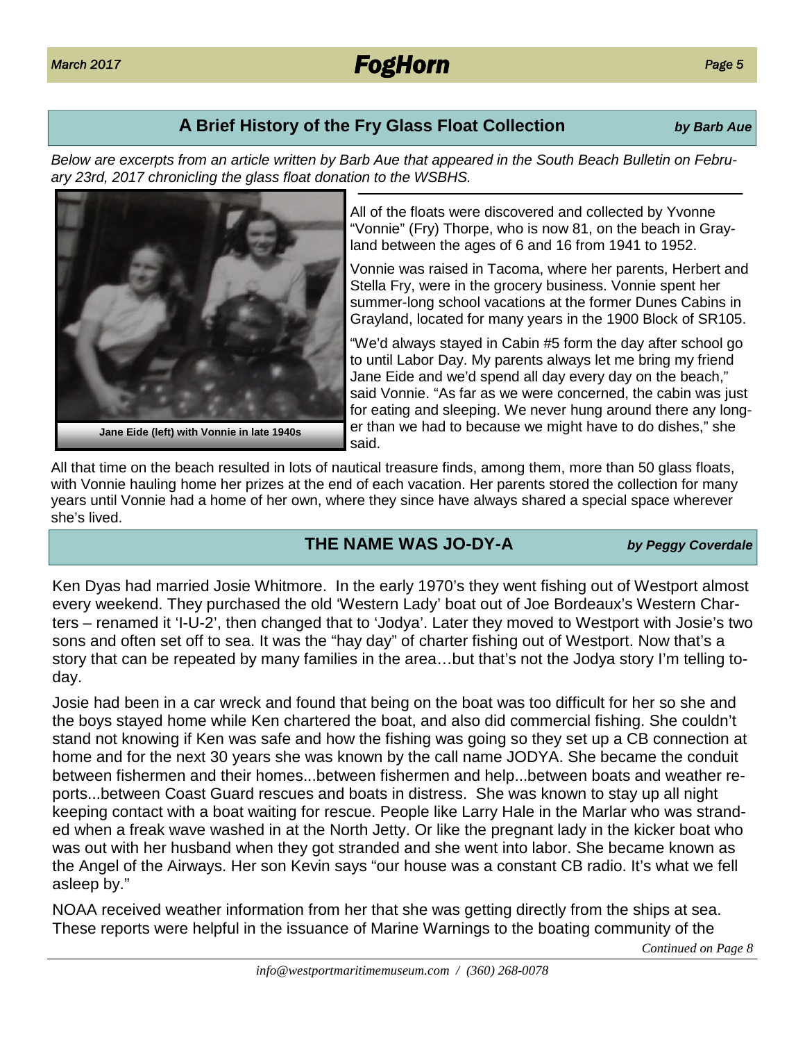## A Brief History of the Fry Glass Float Collection

*by Barb Aue*

*Below are excerpts from an article written by Barb Aue that appeared in the South Beach Bulletin on February 23rd, 2017 chronicling the glass float donation to the WSBHS.*

**Jane Eide (left) with Vonnie in late 1940s**

All of the floats were discovered and collected by Yvonne "Vonnie" (Fry) Thorpe, who is now 81, on the beach in Grayland between the ages of 6 and 16 from 1941 to 1952.

Vonnie was raised in Tacoma, where her parents, Herbert and Stella Fry, were in the grocery business. Vonnie spent her summer-long school vacations at the former Dunes Cabins in Grayland, located for many years in the 1900 Block of SR105.

"We'd always stayed in Cabin #5 form the day after school go to until Labor Day. My parents always let me bring my friend Jane Eide and we'd spend all day every day on the beach," said Vonnie. "As far as we were concerned, the cabin was just for eating and sleeping. We never hung around there any longer than we had to because we might have to do dishes," she said.

All that time on the beach resulted in lots of nautical treasure finds, among them, more than 50 glass floats, with Vonnie hauling home her prizes at the end of each vacation. Her parents stored the collection for many years until Vonnie had a home of her own, where they since have always shared a special space wherever she's lived.

## THE NAME WAS JO-DY-A

*by Peggy Coverdale*

Ken Dyas had married Josie Whitmore. In the early 1970's they went fishing out of Westport almost every weekend. They purchased the old 'Western Lady' boat out of Joe Bordeaux's Western Charters – renamed it 'I-U-2', then changed that to 'Jodya'. Later they moved to Westport with Josie's two sons and often set off to sea. It was the "hay day" of charter fishing out of Westport. Now that's a story that can be repeated by many families in the area…but that's not the Jodya story I'm telling today.

Josie had been in a car wreck and found that being on the boat was too difficult for her so she and the boys stayed home while Ken chartered the boat, and also did commercial fishing. She couldn't stand not knowing if Ken was safe and how the fishing was going so they set up a CB connection at home and for the next 30 years she was known by the call name JODYA. She became the conduit between fishermen and their homes...between fishermen and help...between boats and weather reports...between Coast Guard rescues and boats in distress. She was known to stay up all night keeping contact with a boat waiting for rescue. People like Larry Hale in the Marlar who was stranded when a freak wave washed in at the North Jetty. Or like the pregnant lady in the kicker boat who was out with her husband when they got stranded and she went into labor. She became known as the Angel of the Airways. Her son Kevin says "our house was a constant CB radio. It's what we fell asleep by."

NOAA received weather information from her that she was getting directly from the ships at sea. These reports were helpful in the issuance of Marine Warnings to the boating community of the

*Continued on Page 8*

*info@westportmaritimemuseum.com / (360) 268-0078*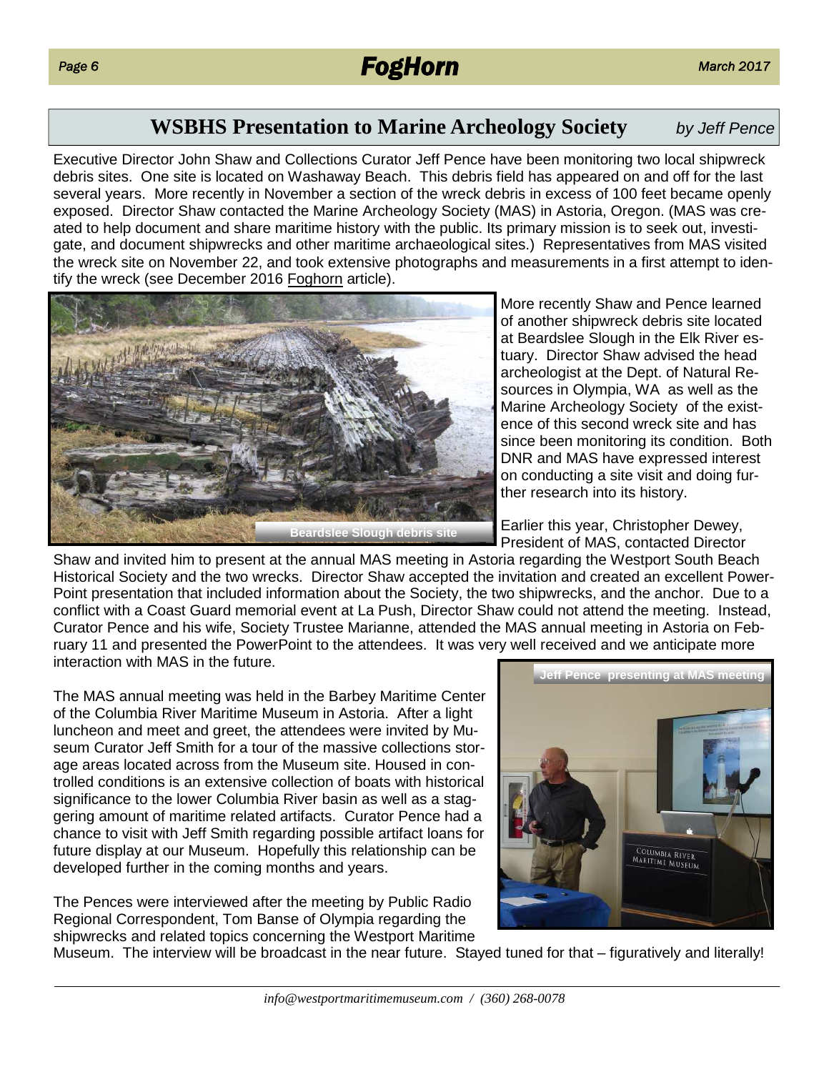## WSBHS Presentation to Marine Archeology Society

*by Jeff Pence*

Executive Director John Shaw and Collections Curator Jeff Pence have been monitoring two local shipwreck debris sites. One site is located on Washaway Beach. This debris field has appeared on and off for the last several years. More recently in November a section of the wreck debris in excess of 100 feet became openly exposed. Director Shaw contacted the Marine Archeology Society (MAS) in Astoria, Oregon. (MAS was created to help document and share maritime history with the public. Its primary mission is to seek out, investigate, and document shipwrecks and other maritime archaeological sites.) Representatives from MAS visited the wreck site on November 22, and took extensive photographs and measurements in a first attempt to identify the wreck (see December 2016 Foghorn article).

Beardslee Slough debris site

More recently Shaw and Pence learned of another shipwreck debris site located at Beardslee Slough in the Elk River estuary. Director Shaw advised the head archeologist at the Dept. of Natural Resources in Olympia, WA as well as the Marine Archeology Society of the existence of this second wreck site and has since been monitoring its condition. Both DNR and MAS have expressed interest on conducting a site visit and doing further research into its history.

Earlier this year, Christopher Dewey, President of MAS, contacted Director Shaw and invited him to present at the annual MAS meeting in Astoria regarding the Westport South Beach Historical Society and the two wrecks. Director Shaw accepted the invitation and created an excellent PowerPoint presentation that included information about the Society, the two shipwrecks, and the anchor. Due to a conflict with a Coast Guard memorial event at La Push, Director Shaw could not attend the meeting. Instead, Curator Pence and his wife, Society Trustee Marianne, attended the MAS annual meeting in Astoria on February 11 and presented the PowerPoint to the attendees. It was very well received and we anticipate more interaction with MAS in the future.

The MAS annual meeting was held in the Barbey Maritime Center of the Columbia River Maritime Museum in Astoria. After a light luncheon and meet and greet, the attendees were invited by Museum Curator Jeff Smith for a tour of the massive collections storage areas located across from the Museum site. Housed in controlled conditions is an extensive collection of boats with historical significance to the lower Columbia River basin as well as a staggering amount of maritime related artifacts. Curator Pence had a chance to visit with Jeff Smith regarding possible artifact loans for future display at our Museum. Hopefully this relationship can be developed further in the coming months and years.

Jeff Pence presenting at MAS meeting

The Pences were interviewed after the meeting by Public Radio Regional Correspondent, Tom Banse of Olympia regarding the shipwrecks and related topics concerning the Westport Maritime Museum. The interview will be broadcast in the near future. Stayed tuned for that – figuratively and literally!

*info@westportmaritimemuseum.com / (360) 268-0078*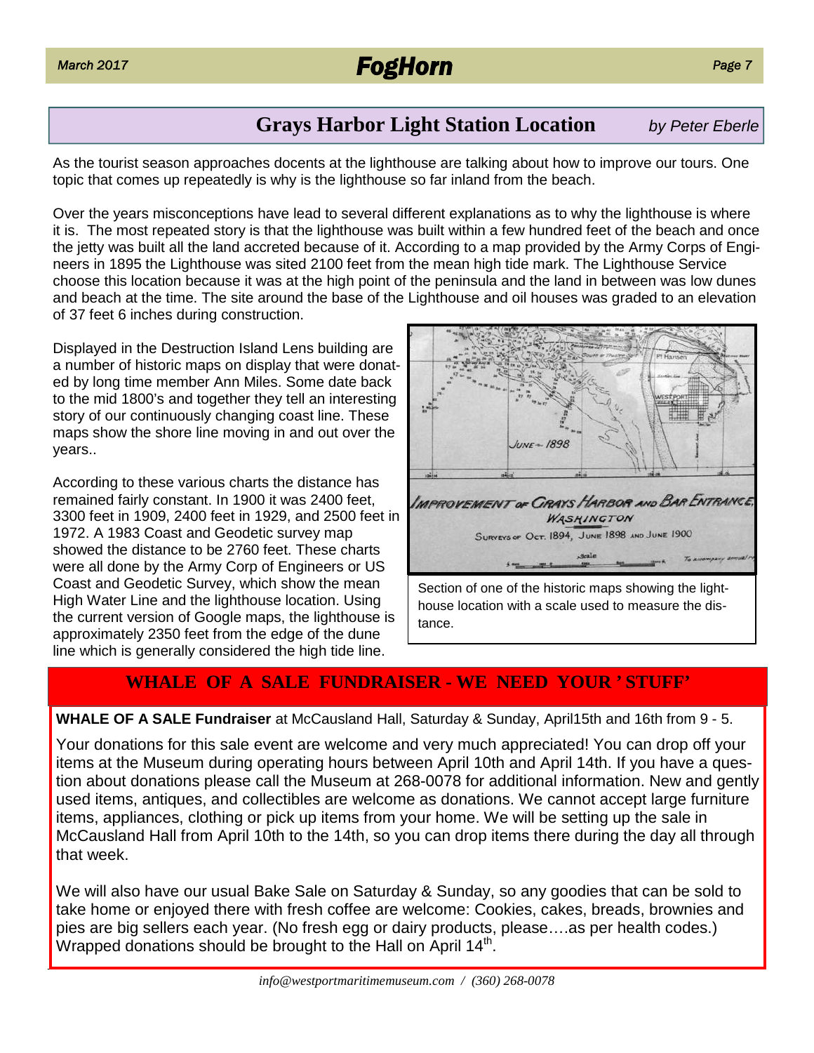## Grays Harbor Light Station Location

*by Peter Eberle*

As the tourist season approaches docents at the lighthouse are talking about how to improve our tours. One topic that comes up repeatedly is why is the lighthouse so far inland from the beach.

Over the years misconceptions have lead to several different explanations as to why the lighthouse is where it is. The most repeated story is that the lighthouse was built within a few hundred feet of the beach and once the jetty was built all the land accreted because of it. According to a map provided by the Army Corps of Engineers in 1895 the Lighthouse was sited 2100 feet from the mean high tide mark. The Lighthouse Service choose this location because it was at the high point of the peninsula and the land in between was low dunes and beach at the time. The site around the base of the Lighthouse and oil houses was graded to an elevation of 37 feet 6 inches during construction.

Displayed in the Destruction Island Lens building are a number of historic maps on display that were donated by long time member Ann Miles. Some date back to the mid 1800's and together they tell an interesting story of our continuously changing coast line. These maps show the shore line moving in and out over the years..

According to these various charts the distance has remained fairly constant. In 1900 it was 2400 feet, 3300 feet in 1909, 2400 feet in 1929, and 2500 feet in 1972. A 1983 Coast and Geodetic survey map showed the distance to be 2760 feet. These charts were all done by the Army Corp of Engineers or US Coast and Geodetic Survey, which show the mean High Water Line and the lighthouse location. Using the current version of Google maps, the lighthouse is approximately 2350 feet from the edge of the dune line which is generally considered the high tide line.

Section of one of the historic maps showing the lighthouse location with a scale used to measure the distance.

## WHALE OF A SALE FUNDRAISER - WE NEED YOUR 'STUFF'

**WHALE OF A SALE Fundraiser** at McCausland Hall, Saturday & Sunday, April15th and 16th from 9 - 5.

Your donations for this sale event are welcome and very much appreciated! You can drop off your items at the Museum during operating hours between April 10th and April 14th. If you have a question about donations please call the Museum at 268-0078 for additional information. New and gently used items, antiques, and collectibles are welcome as donations. We cannot accept large furniture items, appliances, clothing or pick up items from your home. We will be setting up the sale in McCausland Hall from April 10th to the 14th, so you can drop items there during the day all through that week.

We will also have our usual Bake Sale on Saturday & Sunday, so any goodies that can be sold to take home or enjoyed there with fresh coffee are welcome: Cookies, cakes, breads, brownies and pies are big sellers each year. (No fresh egg or dairy products, please….as per health codes.) Wrapped donations should be brought to the Hall on April 14th.

*info@westportmaritimemuseum.com / (360) 268-0078*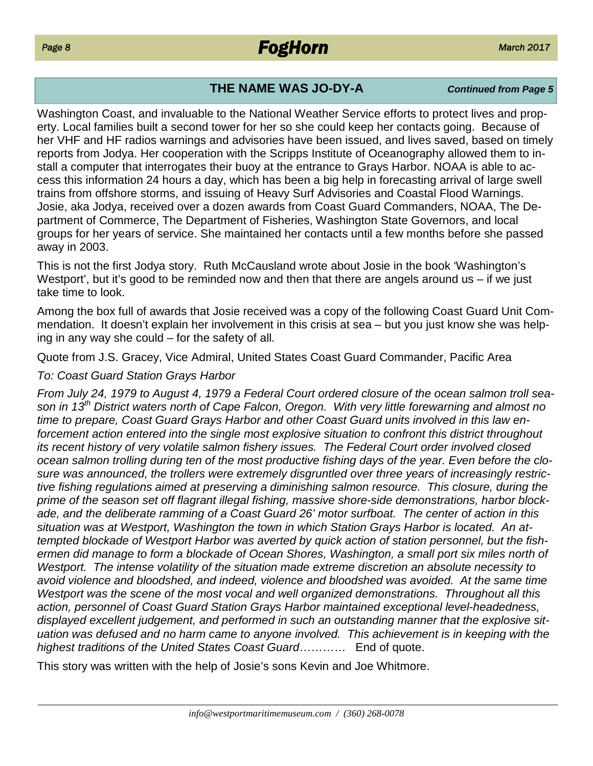## THE NAME WAS JO-DY-A

*Continued from Page 5*

Washington Coast, and invaluable to the National Weather Service efforts to protect lives and property. Local families built a second tower for her so she could keep her contacts going. Because of her VHF and HF radios warnings and advisories have been issued, and lives saved, based on timely reports from Jodya. Her cooperation with the Scripps Institute of Oceanography allowed them to install a computer that interrogates their buoy at the entrance to Grays Harbor. NOAA is able to access this information 24 hours a day, which has been a big help in forecasting arrival of large swell trains from offshore storms, and issuing of Heavy Surf Advisories and Coastal Flood Warnings. Josie, aka Jodya, received over a dozen awards from Coast Guard Commanders, NOAA, The Department of Commerce, The Department of Fisheries, Washington State Governors, and local groups for her years of service. She maintained her contacts until a few months before she passed away in 2003.

This is not the first Jodya story. Ruth McCausland wrote about Josie in the book 'Washington's Westport', but it's good to be reminded now and then that there are angels around us – if we just take time to look.

Among the box full of awards that Josie received was a copy of the following Coast Guard Unit Commendation. It doesn't explain her involvement in this crisis at sea – but you just know she was helping in any way she could – for the safety of all.

Quote from J.S. Gracey, Vice Admiral, United States Coast Guard Commander, Pacific Area

*To: Coast Guard Station Grays Harbor*

*From July 24, 1979 to August 4, 1979 a Federal Court ordered closure of the ocean salmon troll season in 13th District waters north of Cape Falcon, Oregon. With very little forewarning and almost no time to prepare, Coast Guard Grays Harbor and other Coast Guard units involved in this law enforcement action entered into the single most explosive situation to confront this district throughout its recent history of very volatile salmon fishery issues. The Federal Court order involved closed ocean salmon trolling during ten of the most productive fishing days of the year. Even before the closure was announced, the trollers were extremely disgruntled over three years of increasingly restrictive fishing regulations aimed at preserving a diminishing salmon resource. This closure, during the prime of the season set off flagrant illegal fishing, massive shore-side demonstrations, harbor blockade, and the deliberate ramming of a Coast Guard 26' motor surfboat. The center of action in this situation was at Westport, Washington the town in which Station Grays Harbor is located. An attempted blockade of Westport Harbor was averted by quick action of station personnel, but the fishermen did manage to form a blockade of Ocean Shores, Washington, a small port six miles north of Westport. The intense volatility of the situation made extreme discretion an absolute necessity to avoid violence and bloodshed, and indeed, violence and bloodshed was avoided. At the same time Westport was the scene of the most vocal and well organized demonstrations. Throughout all this action, personnel of Coast Guard Station Grays Harbor maintained exceptional level-headedness, displayed excellent judgement, and performed in such an outstanding manner that the explosive situation was defused and no harm came to anyone involved. This achievement is in keeping with the highest traditions of the United States Coast Guard*………… End of quote.

This story was written with the help of Josie's sons Kevin and Joe Whitmore.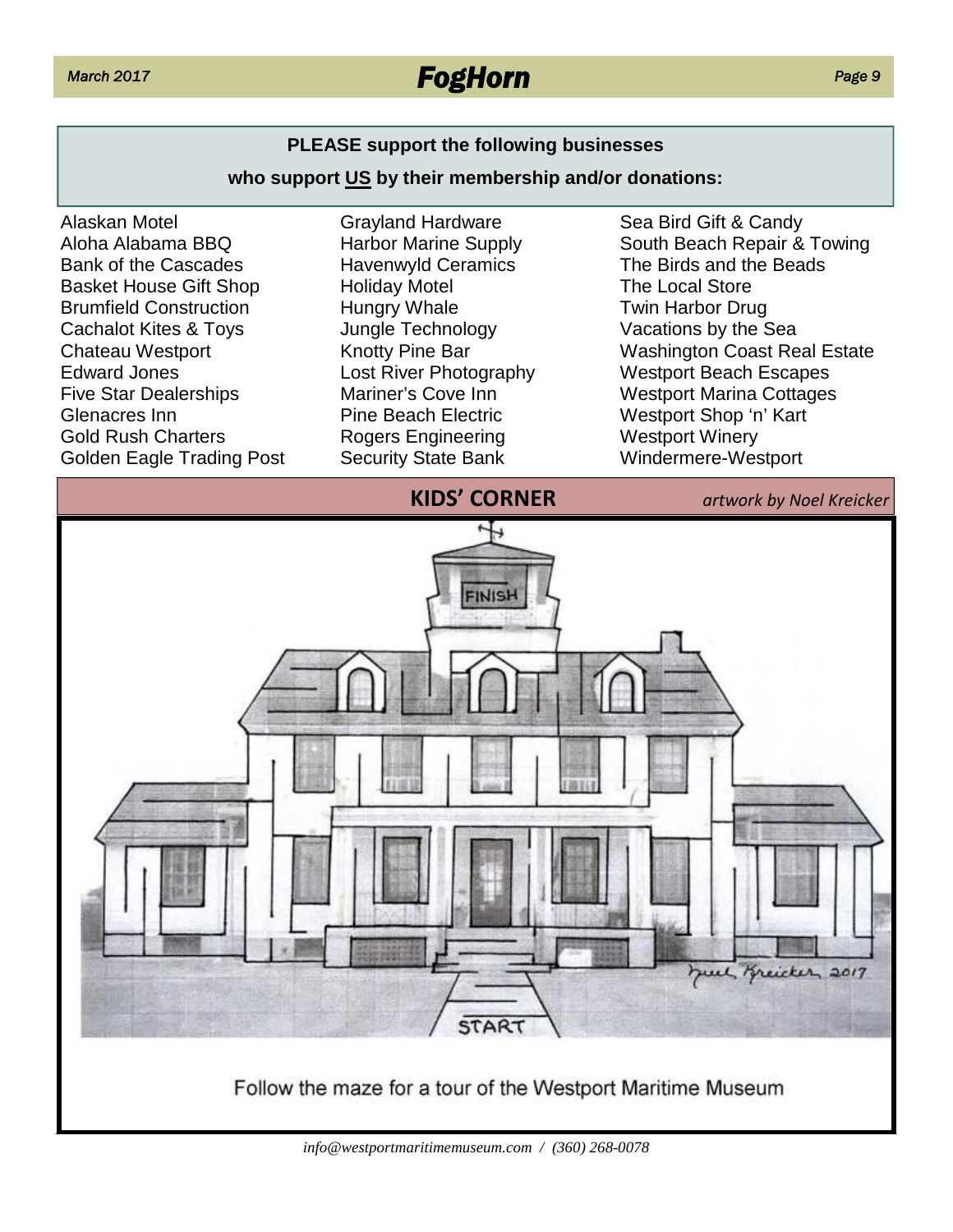**PLEASE support the following businesses**

**who support US by their membership and/or donations:**

Alaskan Motel
Aloha Alabama BBQ
Bank of the Cascades
Basket House Gift Shop
Brumfield Construction
Cachalot Kites & Toys
Chateau Westport
Edward Jones
Five Star Dealerships
Glenacres Inn
Gold Rush Charters
Golden Eagle Trading Post
Grayland Hardware
Harbor Marine Supply
Havenwyld Ceramics
Holiday Motel
Hungry Whale
Jungle Technology
Knotty Pine Bar
Lost River Photography
Mariner's Cove Inn
Pine Beach Electric
Rogers Engineering
Security State Bank
Sea Bird Gift & Candy
South Beach Repair & Towing
The Birds and the Beads
The Local Store
Twin Harbor Drug
Vacations by the Sea
Washington Coast Real Estate
Westport Beach Escapes
Westport Marina Cottages
Westport Shop 'n' Kart
Westport Winery
Windermere-Westport

## KIDS' CORNER

*artwork by Noel Kreicker*

Follow the maze for a tour of the Westport Maritime Museum

*info@westportmaritimemuseum.com / (360) 268-0078*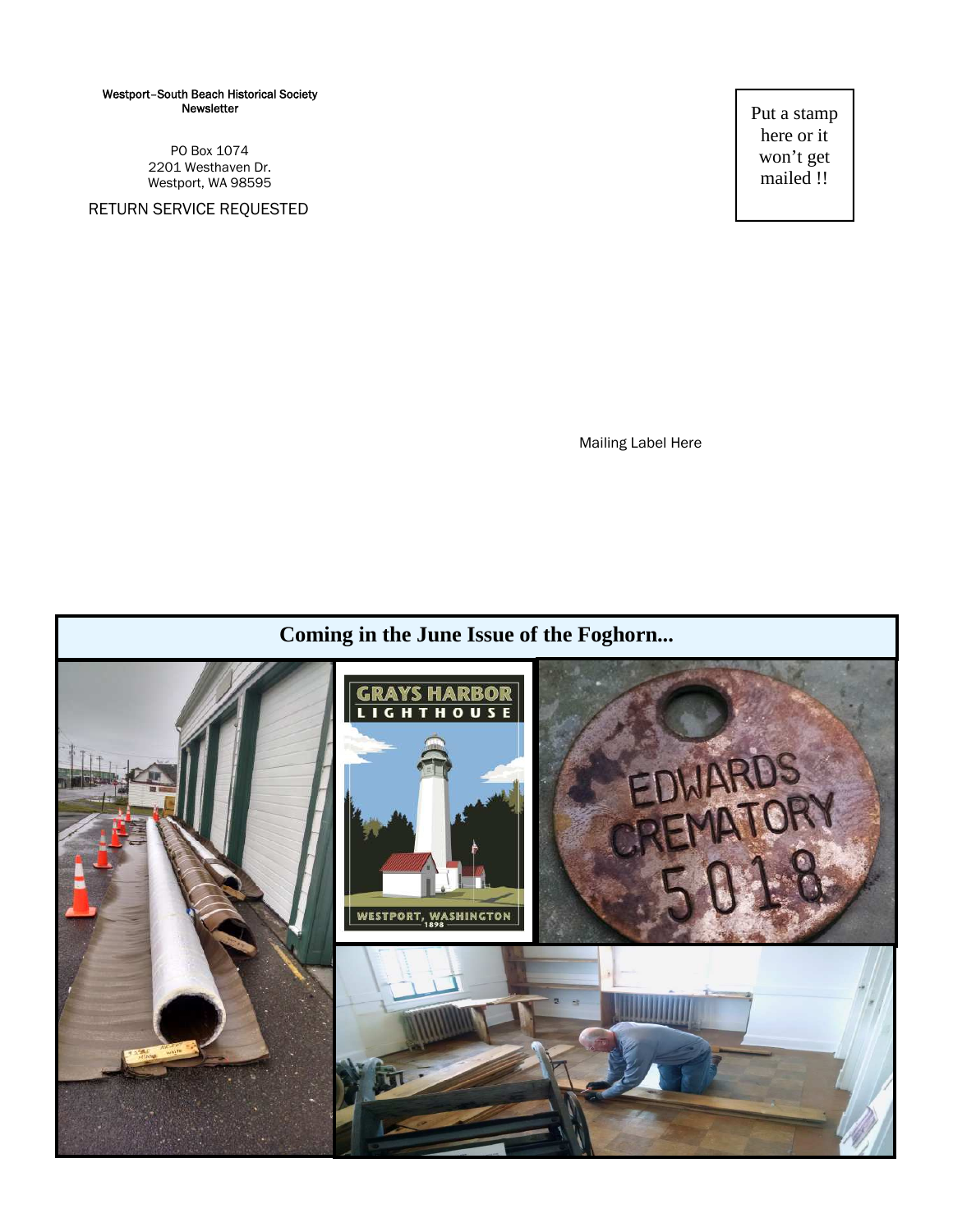Westport–South Beach Historical Society
Newsletter

PO Box 1074
2201 Westhaven Dr.
Westport, WA 98595

RETURN SERVICE REQUESTED

Put a stamp here or it won't get mailed !!

Mailing Label Here

**Coming in the June Issue of the Foghorn...**